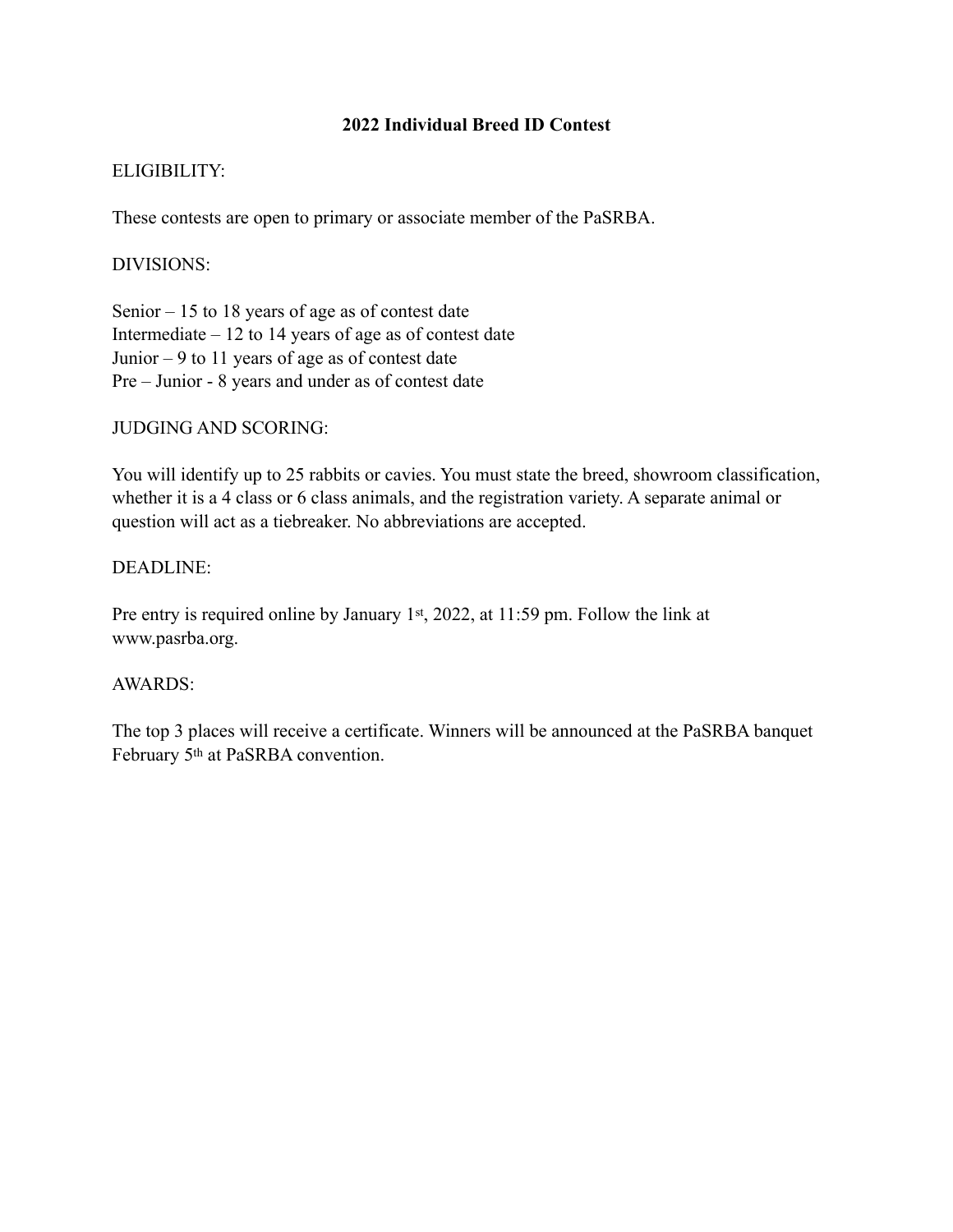# 2022 Individual Breed ID Contest

ELIGIBILITY:

These contests are open to primary or associate member of the PaSRBA.

DIVISIONS:

Senior – 15 to 18 years of age as of contest date
Intermediate – 12 to 14 years of age as of contest date
Junior – 9 to 11 years of age as of contest date
Pre – Junior - 8 years and under as of contest date

JUDGING AND SCORING:

You will identify up to 25 rabbits or cavies. You must state the breed, showroom classification, whether it is a 4 class or 6 class animals, and the registration variety. A separate animal or question will act as a tiebreaker. No abbreviations are accepted.

DEADLINE:

Pre entry is required online by January 1st, 2022, at 11:59 pm. Follow the link at www.pasrba.org.

AWARDS:

The top 3 places will receive a certificate. Winners will be announced at the PaSRBA banquet February 5th at PaSRBA convention.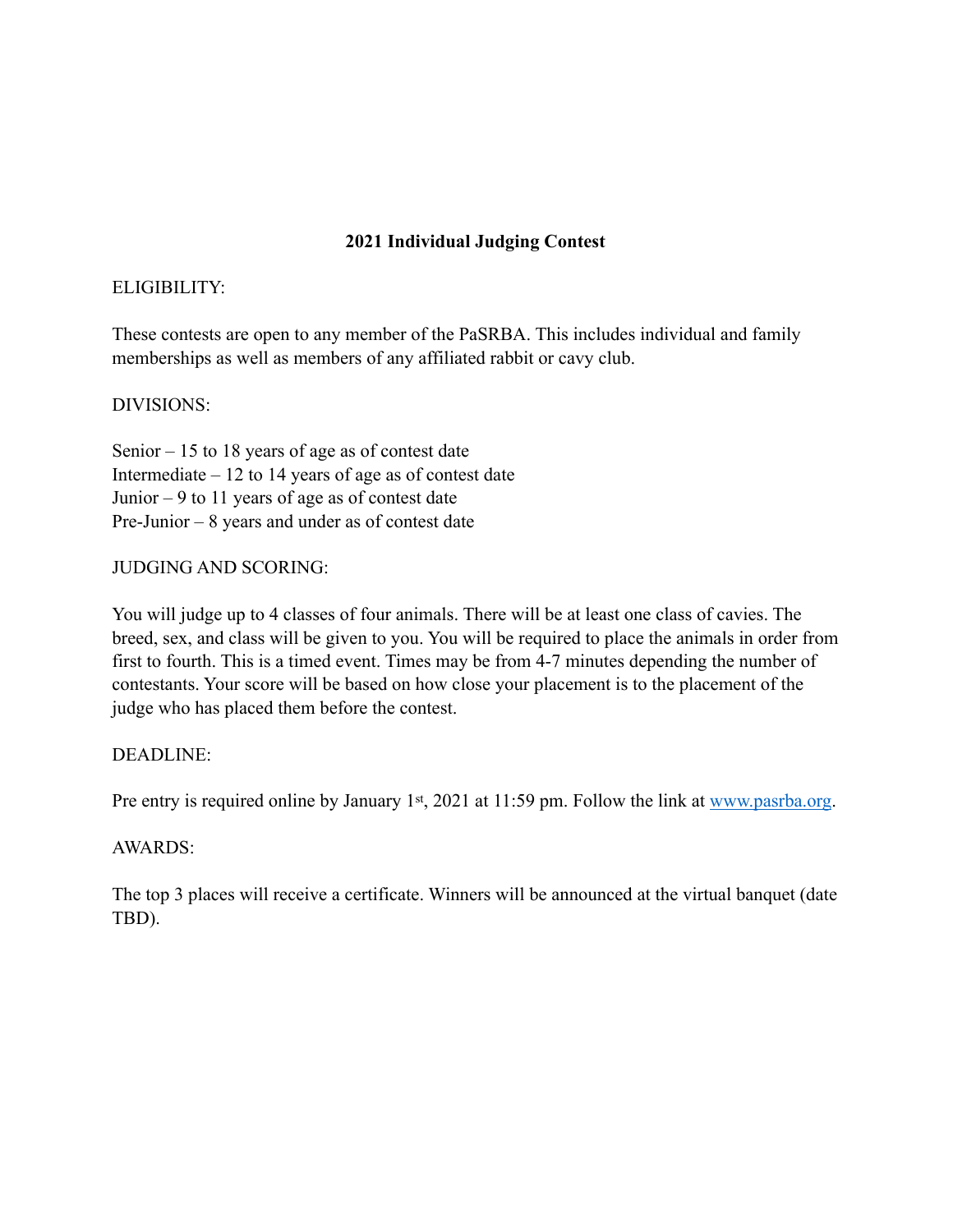# 2021 Individual Judging Contest

ELIGIBILITY:

These contests are open to any member of the PaSRBA. This includes individual and family memberships as well as members of any affiliated rabbit or cavy club.

DIVISIONS:

Senior – 15 to 18 years of age as of contest date
Intermediate – 12 to 14 years of age as of contest date
Junior – 9 to 11 years of age as of contest date
Pre-Junior – 8 years and under as of contest date

JUDGING AND SCORING:

You will judge up to 4 classes of four animals. There will be at least one class of cavies. The breed, sex, and class will be given to you. You will be required to place the animals in order from first to fourth. This is a timed event. Times may be from 4-7 minutes depending the number of contestants. Your score will be based on how close your placement is to the placement of the judge who has placed them before the contest.

DEADLINE:

Pre entry is required online by January 1st, 2021 at 11:59 pm. Follow the link at www.pasrba.org.

AWARDS:

The top 3 places will receive a certificate. Winners will be announced at the virtual banquet (date TBD).